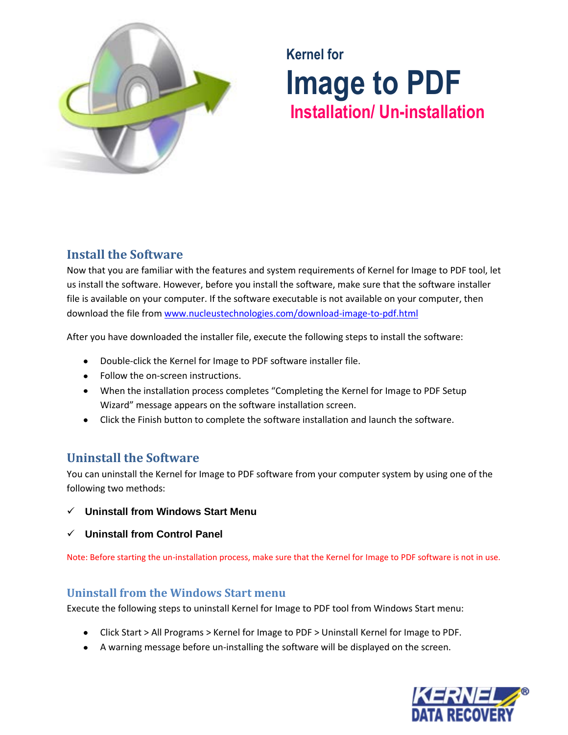# Kernel for Image to PDF

## Installation/ Un-installation

## Install the Software

Now that you are familiar with the features and system requirements of Kernel for Image to PDF tool, let us install the software. However, before you install the software, make sure that the software installer file is available on your computer. If the software executable is not available on your computer, then download the file from [www.nucleustechnologies.com/download-image-to-pdf.html](www.nucleustechnologies.com/download-image-to-pdf.html)

After you have downloaded the installer file, execute the following steps to install the software:

- Double-click the Kernel for Image to PDF software installer file.
- Follow the on-screen instructions.
- When the installation process completes "Completing the Kernel for Image to PDF Setup Wizard" message appears on the software installation screen.
- Click the Finish button to complete the software installation and launch the software.

## Uninstall the Software

You can uninstall the Kernel for Image to PDF software from your computer system by using one of the following two methods:

- ✓ **Uninstall from Windows Start Menu**
- ✓ **Uninstall from Control Panel**

Note: Before starting the un-installation process, make sure that the Kernel for Image to PDF software is not in use.

### Uninstall from the Windows Start menu

Execute the following steps to uninstall Kernel for Image to PDF tool from Windows Start menu:

- Click Start > All Programs > Kernel for Image to PDF > Uninstall Kernel for Image to PDF.
- A warning message before un-installing the software will be displayed on the screen.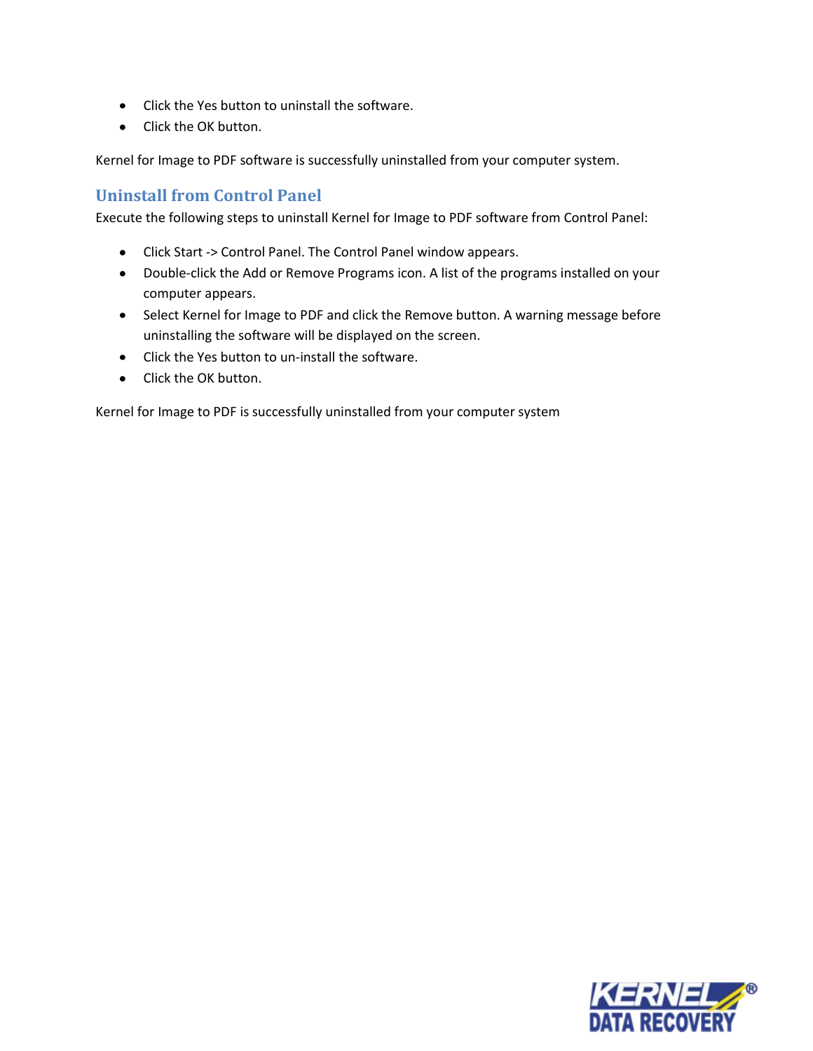- Click the Yes button to uninstall the software.
- Click the OK button.

Kernel for Image to PDF software is successfully uninstalled from your computer system.

## Uninstall from Control Panel

Execute the following steps to uninstall Kernel for Image to PDF software from Control Panel:

- Click Start -> Control Panel. The Control Panel window appears.
- Double-click the Add or Remove Programs icon. A list of the programs installed on your computer appears.
- Select Kernel for Image to PDF and click the Remove button. A warning message before uninstalling the software will be displayed on the screen.
- Click the Yes button to un-install the software.
- Click the OK button.

Kernel for Image to PDF is successfully uninstalled from your computer system